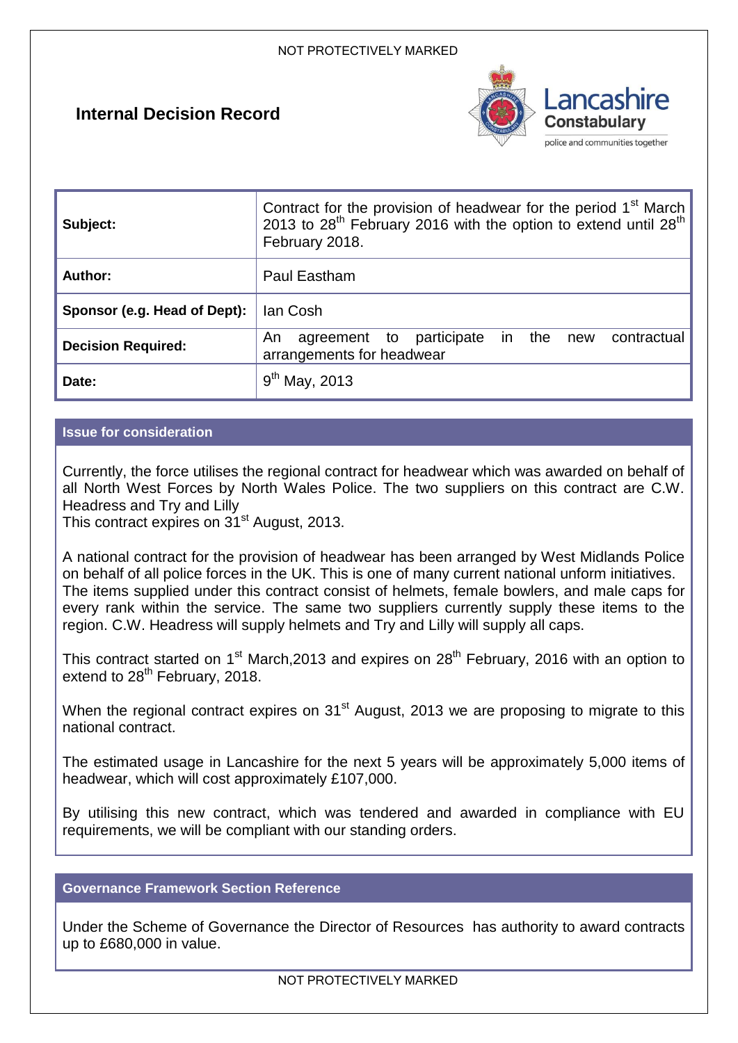# Internal Decision Record

| | |
|---|---|
| **Subject:** | Contract for the provision of headwear for the period 1st March 2013 to 28th February 2016 with the option to extend until 28th February 2018. |
| **Author:** | Paul Eastham |
| **Sponsor (e.g. Head of Dept):** | Ian Cosh |
| **Decision Required:** | An agreement to participate in the new contractual arrangements for headwear |
| **Date:** | 9th May, 2013 |

## Issue for consideration

Currently, the force utilises the regional contract for headwear which was awarded on behalf of all North West Forces by North Wales Police. The two suppliers on this contract are C.W. Headress and Try and Lilly
This contract expires on 31st August, 2013.

A national contract for the provision of headwear has been arranged by West Midlands Police on behalf of all police forces in the UK. This is one of many current national unform initiatives. The items supplied under this contract consist of helmets, female bowlers, and male caps for every rank within the service. The same two suppliers currently supply these items to the region. C.W. Headress will supply helmets and Try and Lilly will supply all caps.

This contract started on 1st March,2013 and expires on 28th February, 2016 with an option to extend to 28th February, 2018.

When the regional contract expires on 31st August, 2013 we are proposing to migrate to this national contract.

The estimated usage in Lancashire for the next 5 years will be approximately 5,000 items of headwear, which will cost approximately £107,000.

By utilising this new contract, which was tendered and awarded in compliance with EU requirements, we will be compliant with our standing orders.

## Governance Framework Section Reference

Under the Scheme of Governance the Director of Resources has authority to award contracts up to £680,000 in value.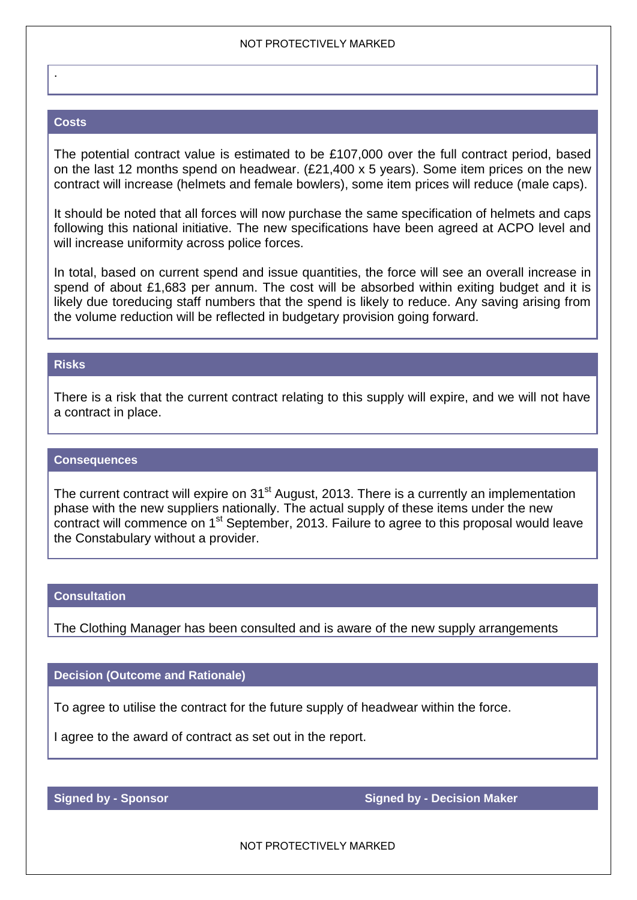.

## Costs

The potential contract value is estimated to be £107,000 over the full contract period, based on the last 12 months spend on headwear. (£21,400 x 5 years). Some item prices on the new contract will increase (helmets and female bowlers), some item prices will reduce (male caps).

It should be noted that all forces will now purchase the same specification of helmets and caps following this national initiative. The new specifications have been agreed at ACPO level and will increase uniformity across police forces.

In total, based on current spend and issue quantities, the force will see an overall increase in spend of about £1,683 per annum. The cost will be absorbed within exiting budget and it is likely due toreducing staff numbers that the spend is likely to reduce. Any saving arising from the volume reduction will be reflected in budgetary provision going forward.

## Risks

There is a risk that the current contract relating to this supply will expire, and we will not have a contract in place.

## Consequences

The current contract will expire on 31st August, 2013. There is a currently an implementation phase with the new suppliers nationally. The actual supply of these items under the new contract will commence on 1st September, 2013. Failure to agree to this proposal would leave the Constabulary without a provider.

## Consultation

The Clothing Manager has been consulted and is aware of the new supply arrangements

## Decision (Outcome and Rationale)

To agree to utilise the contract for the future supply of headwear within the force.

I agree to the award of contract as set out in the report.

| Signed by - Sponsor | Signed by - Decision Maker |
|---|---|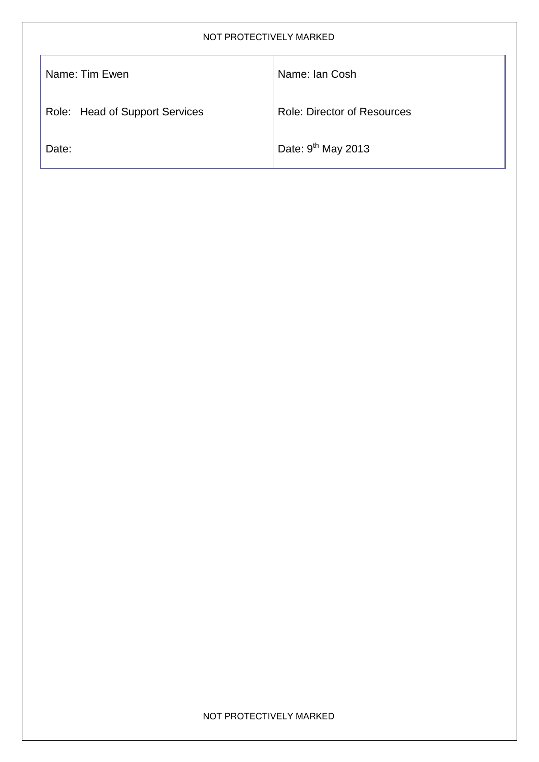| | |
|---|---|
| Name: Tim Ewen | Name: Ian Cosh |
| Role: Head of Support Services | Role: Director of Resources |
| Date: | Date: 9th May 2013 |